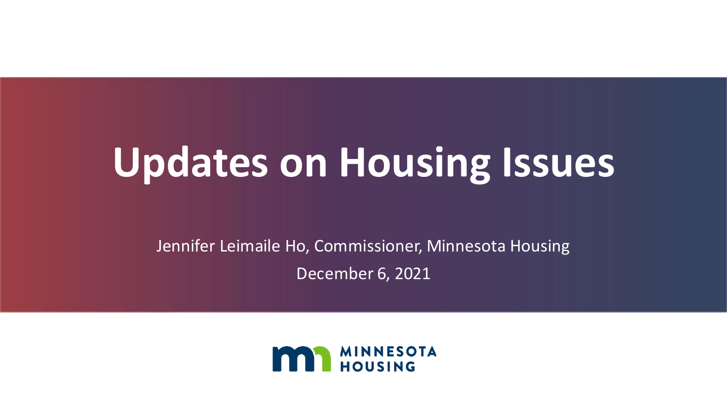# Updates on Housing Issues

Jennifer Leimaile Ho, Commissioner, Minnesota Housing

December 6, 2021

MINNESOTA HOUSING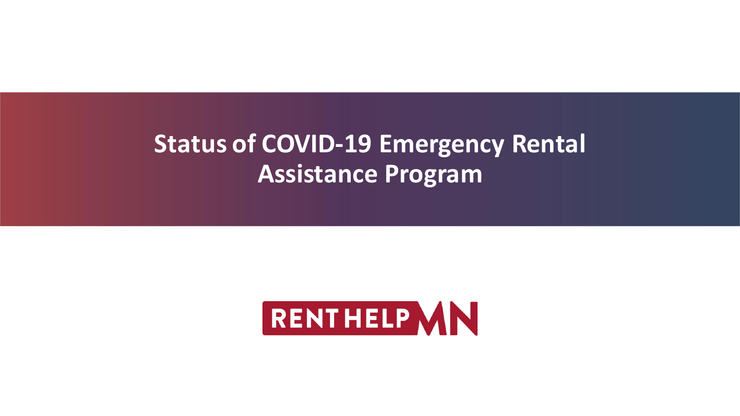# Status of COVID-19 Emergency Rental Assistance Program

RENTHELPMN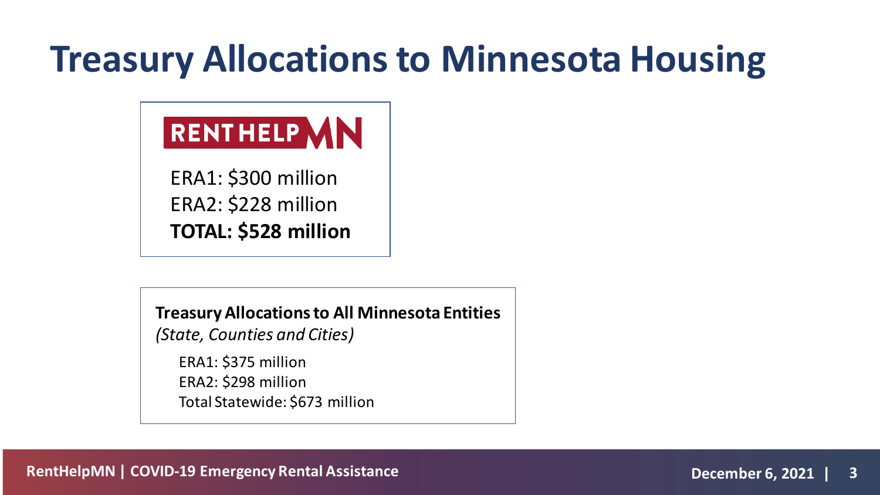# Treasury Allocations to Minnesota Housing

RENTHELPMN

ERA1: $300 million
ERA2: $228 million
**TOTAL: $528 million**

**Treasury Allocations to All Minnesota Entities**
*(State, Counties and Cities)*

ERA1: $375 million
ERA2: $298 million
Total Statewide: $673 million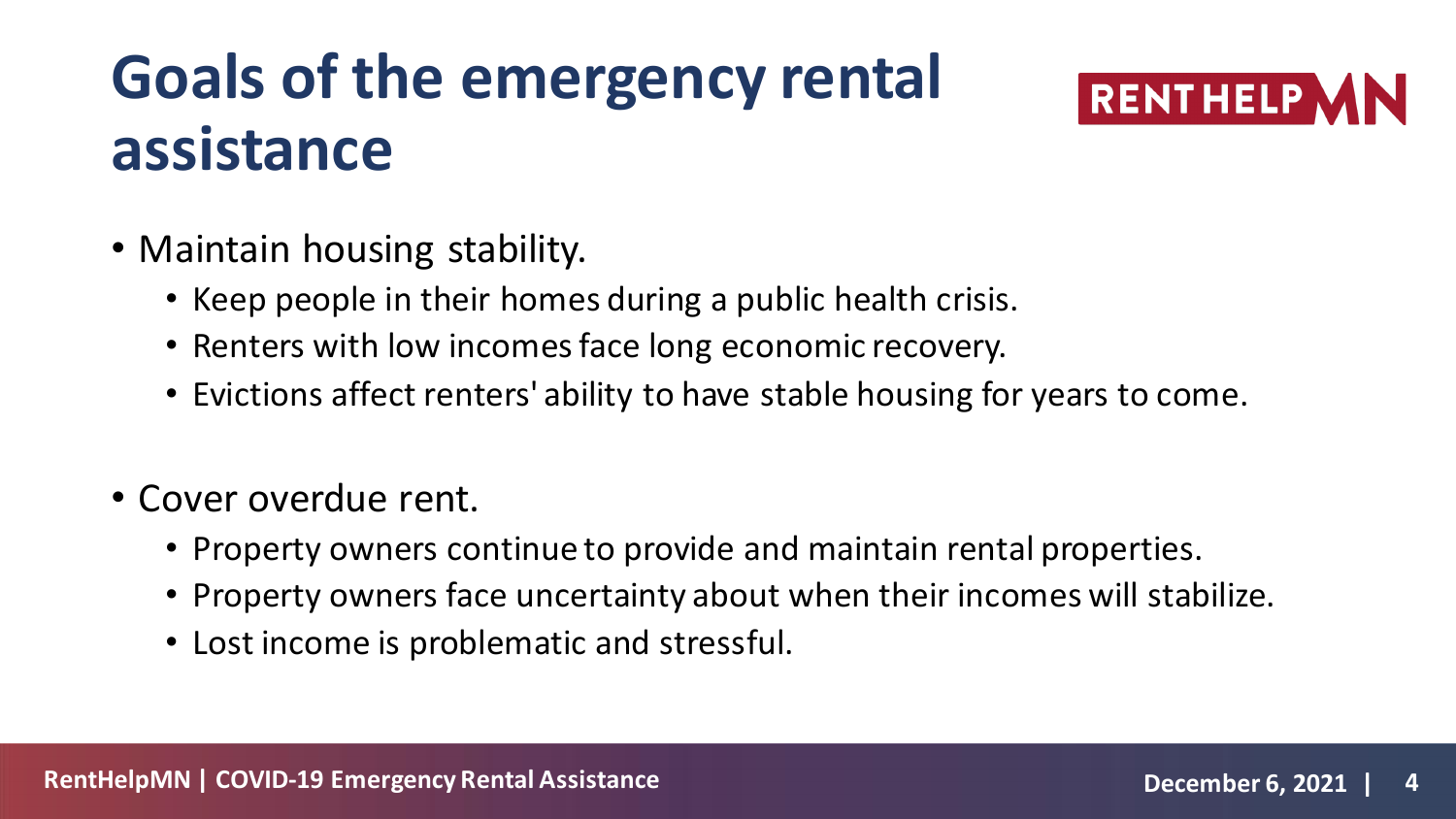# Goals of the emergency rental assistance

- Maintain housing stability.
  - Keep people in their homes during a public health crisis.
  - Renters with low incomes face long economic recovery.
  - Evictions affect renters' ability to have stable housing for years to come.

- Cover overdue rent.
  - Property owners continue to provide and maintain rental properties.
  - Property owners face uncertainty about when their incomes will stabilize.
  - Lost income is problematic and stressful.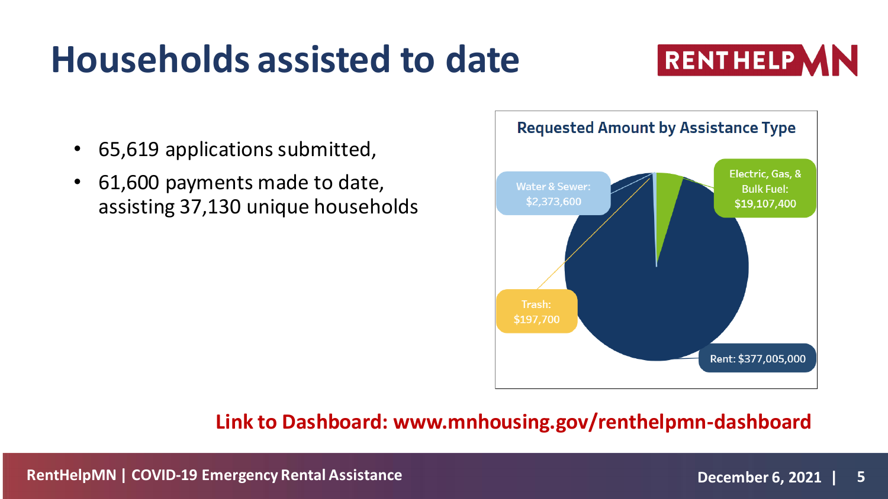# Households assisted to date

RENTHELPMN

- 65,619 applications submitted,
- 61,600 payments made to date, assisting 37,130 unique households

**Requested Amount by Assistance Type**

- Water & Sewer: $2,373,600
- Electric, Gas, & Bulk Fuel: $19,107,400
- Trash: $197,700
- Rent: $377,005,000

**Link to Dashboard: www.mnhousing.gov/renthelpmn-dashboard**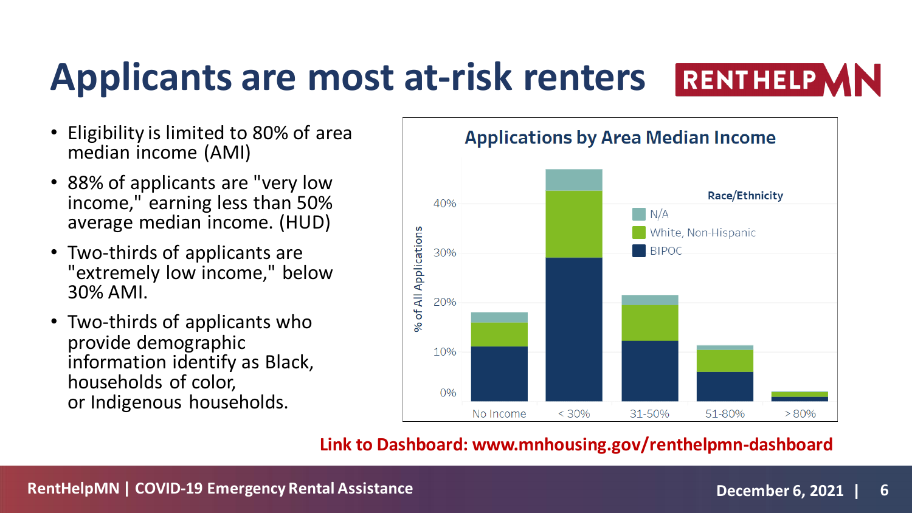# Applicants are most at-risk renters

RENTHELPMN

- Eligibility is limited to 80% of area median income (AMI)
- 88% of applicants are "very low income," earning less than 50% average median income. (HUD)
- Two-thirds of applicants are "extremely low income," below 30% AMI.
- Two-thirds of applicants who provide demographic information identify as Black, households of color, or Indigenous households.

**Applications by Area Median Income**

Race/Ethnicity: N/A; White, Non-Hispanic; BIPOC

% of All Applications (0%–40%) by No Income, < 30%, 31-50%, 51-80%, > 80%

**Link to Dashboard: www.mnhousing.gov/renthelpmn-dashboard**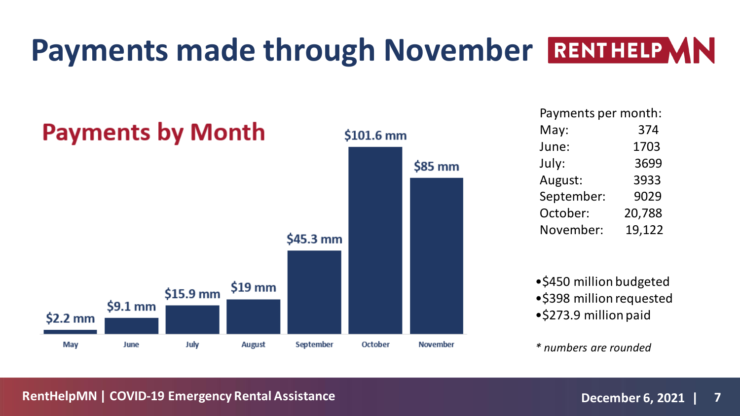# Payments made through November

RENTHELPMN

## Payments by Month

| Month | Amount |
|---|---|
| May | $2.2 mm |
| June | $9.1 mm |
| July | $15.9 mm |
| August | $19 mm |
| September | $45.3 mm |
| October | $101.6 mm |
| November | $85 mm |

Payments per month:

| Month | Payments |
|---|---|
| May: | 374 |
| June: | 1703 |
| July: | 3699 |
| August: | 3933 |
| September: | 9029 |
| October: | 20,788 |
| November: | 19,122 |

- $450 million budgeted
- $398 million requested
- $273.9 million paid

*\* numbers are rounded*

RentHelpMN | COVID-19 Emergency Rental Assistance

December 6, 2021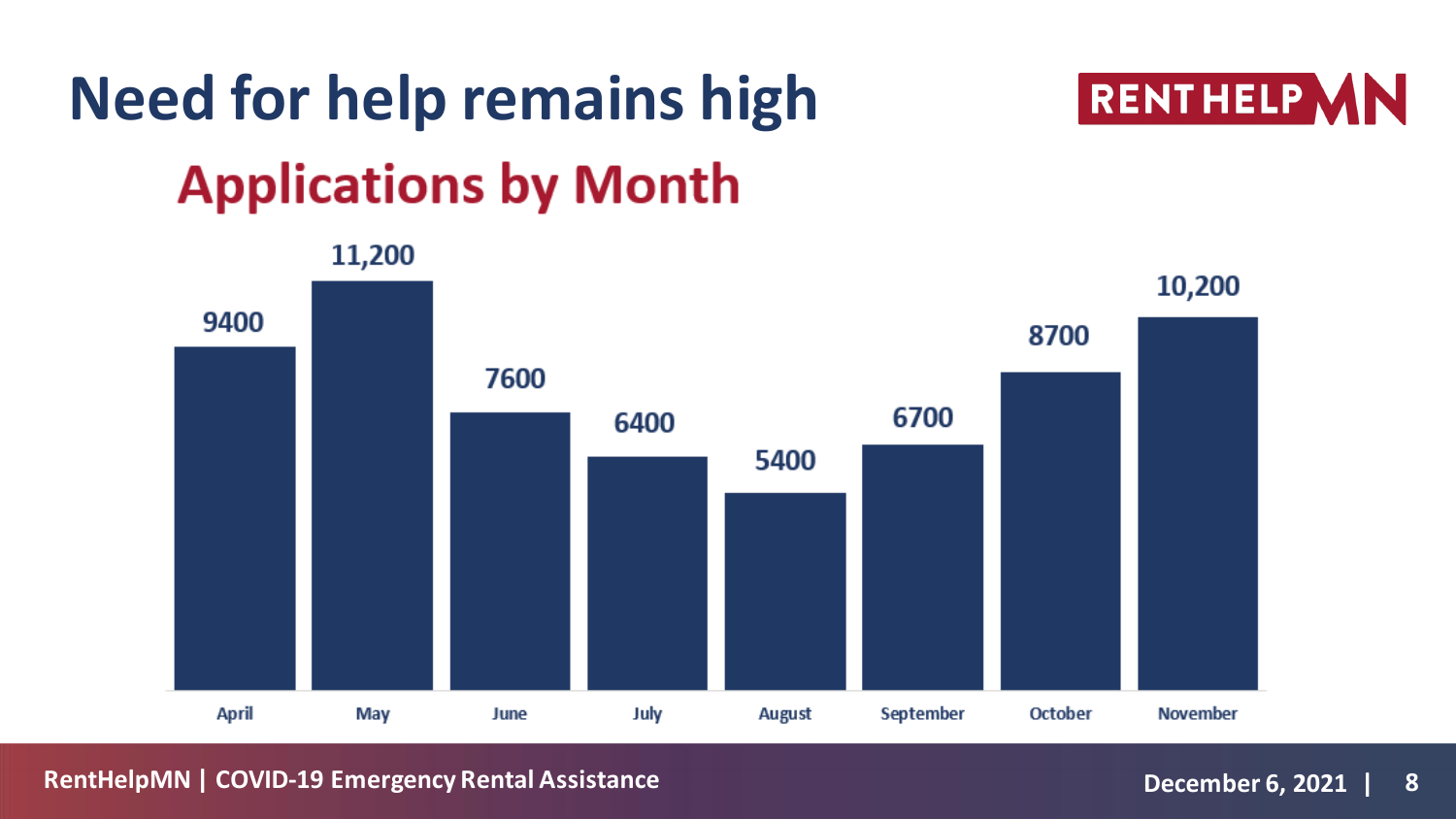# Need for help remains high

RENTHELPMN

## Applications by Month

| April | May | June | July | August | September | October | November |
|---|---|---|---|---|---|---|---|
| 9400 | 11,200 | 7600 | 6400 | 5400 | 6700 | 8700 | 10,200 |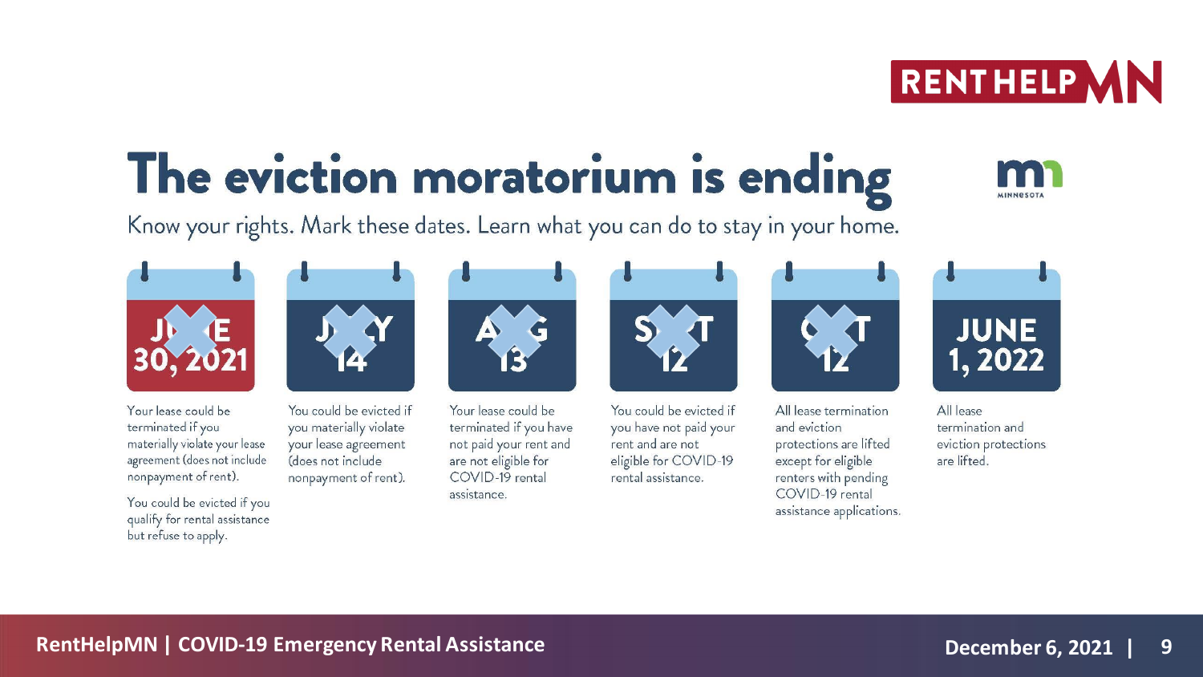# The eviction moratorium is ending

Know your rights. Mark these dates. Learn what you can do to stay in your home.

**JUNE 30, 2021**

Your lease could be terminated if you materially violate your lease agreement (does not include nonpayment of rent).

You could be evicted if you qualify for rental assistance but refuse to apply.

**JULY 14**

You could be evicted if you materially violate your lease agreement (does not include nonpayment of rent).

**AUG 13**

Your lease could be terminated if you have not paid your rent and are not eligible for COVID-19 rental assistance.

**SEPT 12**

You could be evicted if you have not paid your rent and are not eligible for COVID-19 rental assistance.

**OCT 12**

All lease termination and eviction protections are lifted except for eligible renters with pending COVID-19 rental assistance applications.

**JUNE 1, 2022**

All lease termination and eviction protections are lifted.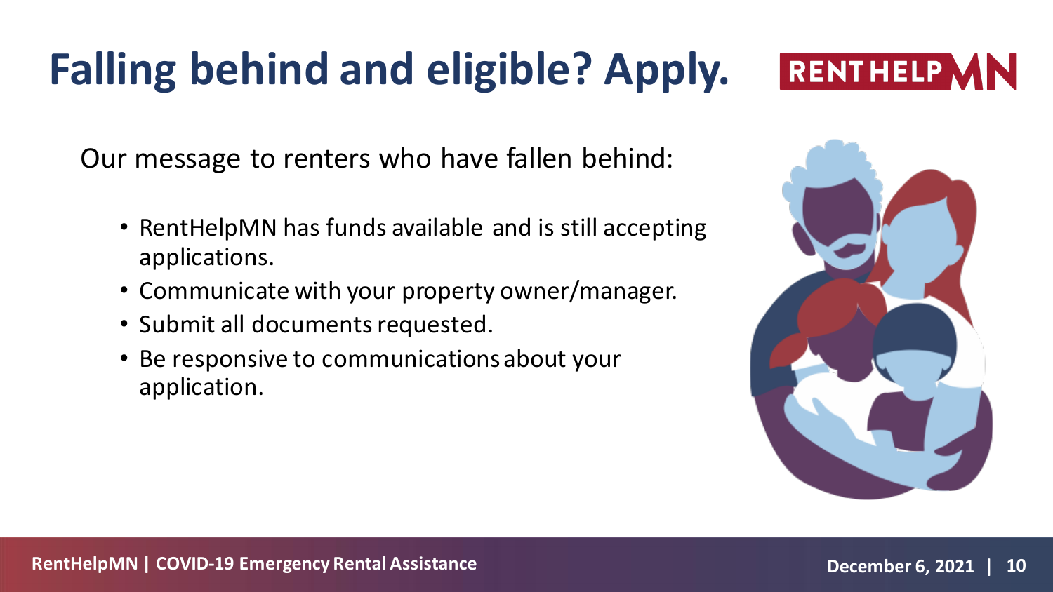# Falling behind and eligible? Apply.

Our message to renters who have fallen behind:

- RentHelpMN has funds available and is still accepting applications.
- Communicate with your property owner/manager.
- Submit all documents requested.
- Be responsive to communications about your application.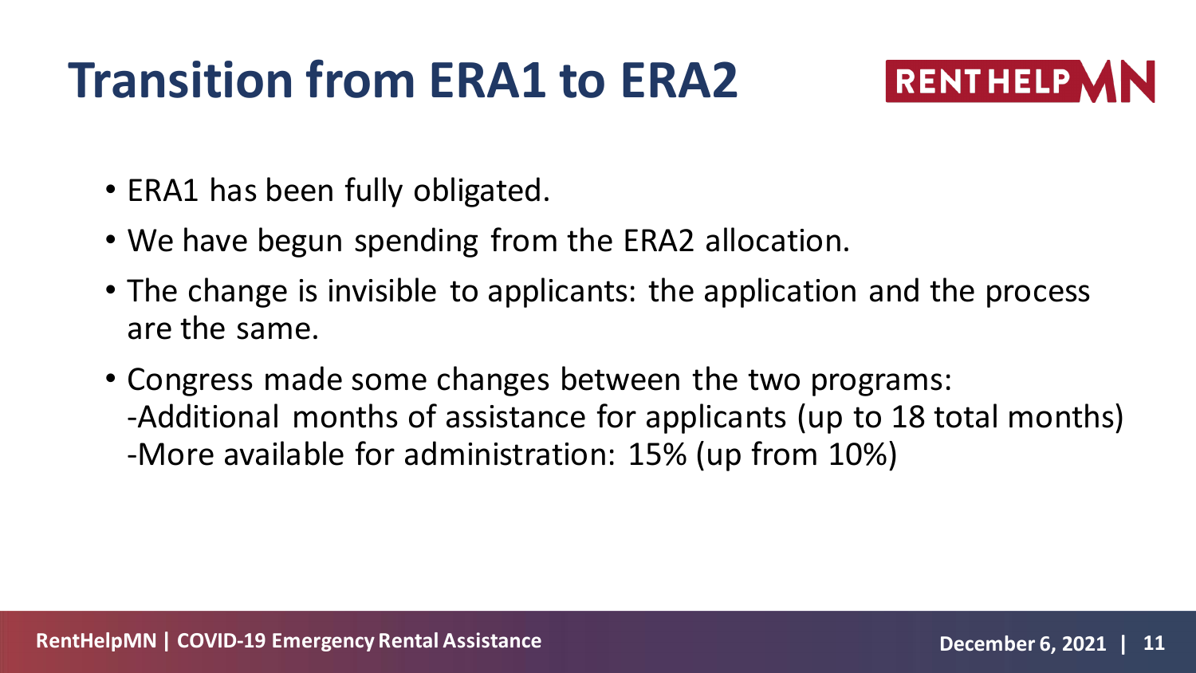# Transition from ERA1 to ERA2

- ERA1 has been fully obligated.
- We have begun spending from the ERA2 allocation.
- The change is invisible to applicants: the application and the process are the same.
- Congress made some changes between the two programs:
  -Additional months of assistance for applicants (up to 18 total months)
  -More available for administration: 15% (up from 10%)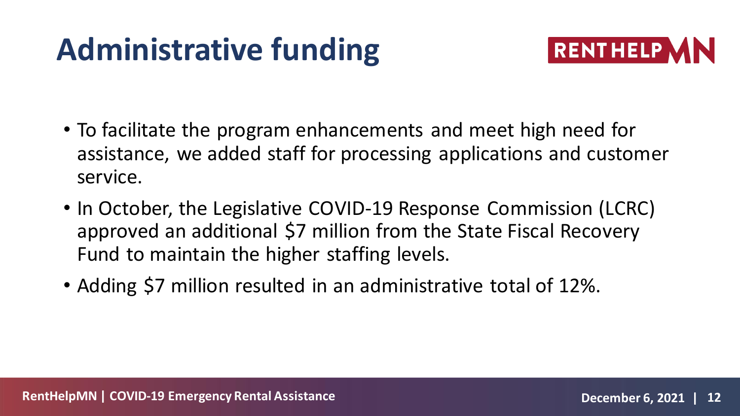# Administrative funding

- To facilitate the program enhancements and meet high need for assistance, we added staff for processing applications and customer service.
- In October, the Legislative COVID-19 Response Commission (LCRC) approved an additional $7 million from the State Fiscal Recovery Fund to maintain the higher staffing levels.
- Adding $7 million resulted in an administrative total of 12%.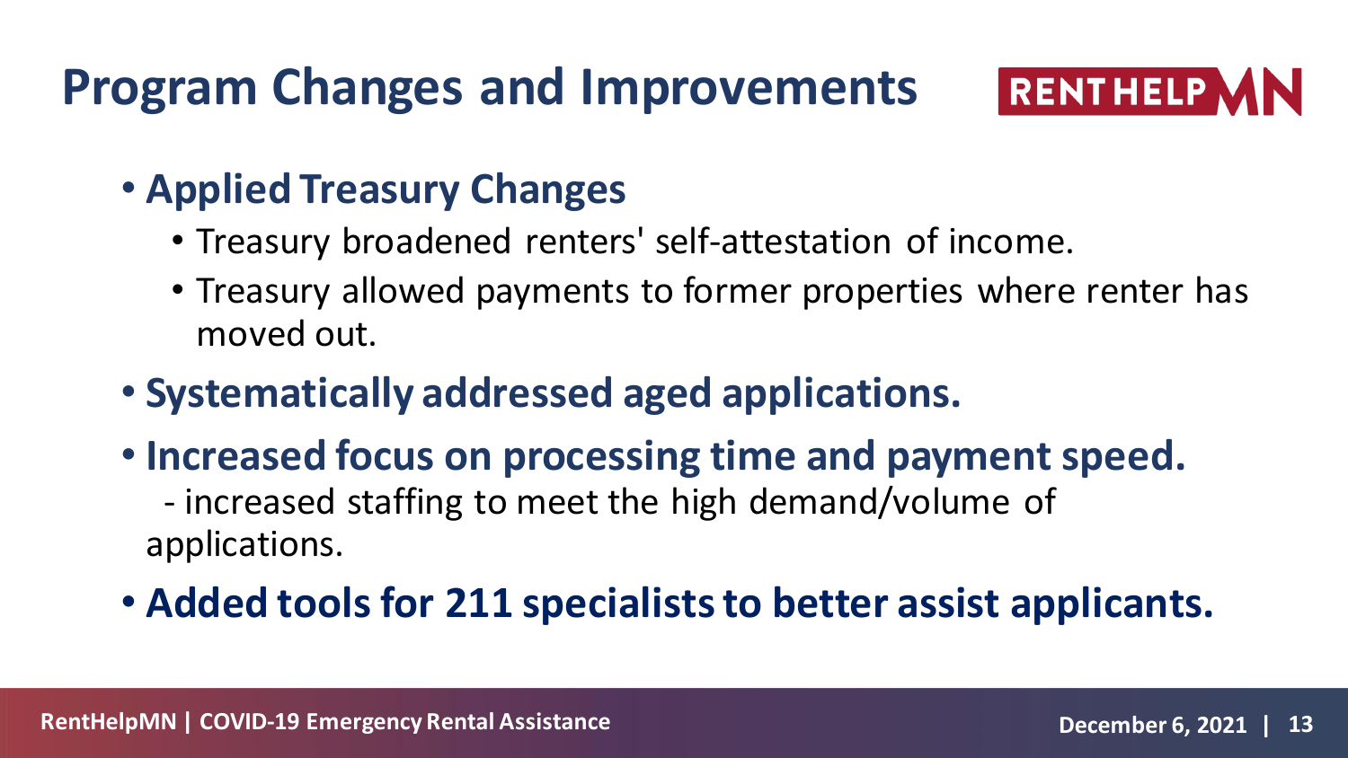# Program Changes and Improvements

- **Applied Treasury Changes**
  - Treasury broadened renters' self-attestation of income.
  - Treasury allowed payments to former properties where renter has moved out.
- **Systematically addressed aged applications.**
- **Increased focus on processing time and payment speed.**
  - increased staffing to meet the high demand/volume of applications.
- **Added tools for 211 specialists to better assist applicants.**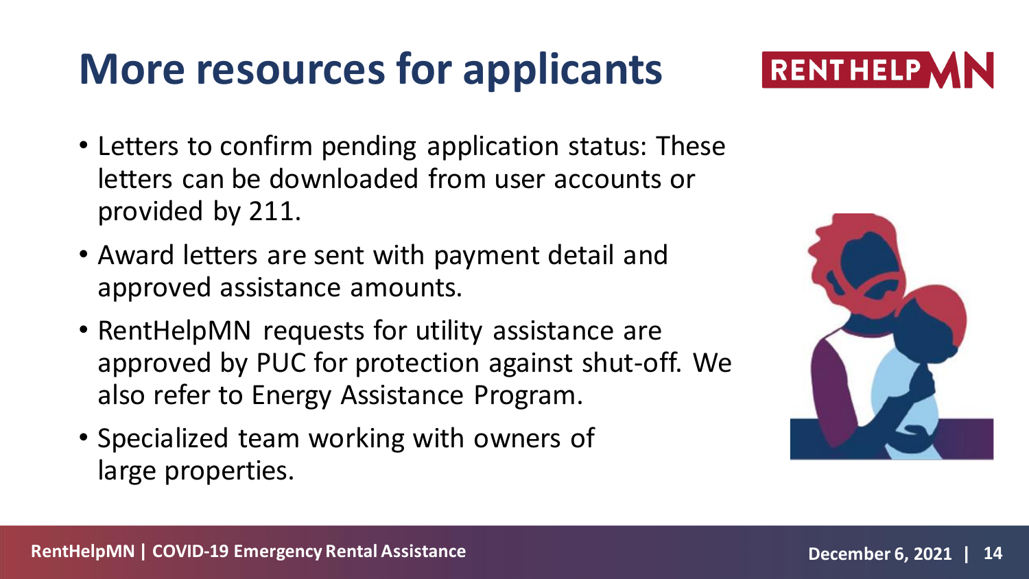# More resources for applicants

- Letters to confirm pending application status: These letters can be downloaded from user accounts or provided by 211.
- Award letters are sent with payment detail and approved assistance amounts.
- RentHelpMN requests for utility assistance are approved by PUC for protection against shut-off. We also refer to Energy Assistance Program.
- Specialized team working with owners of large properties.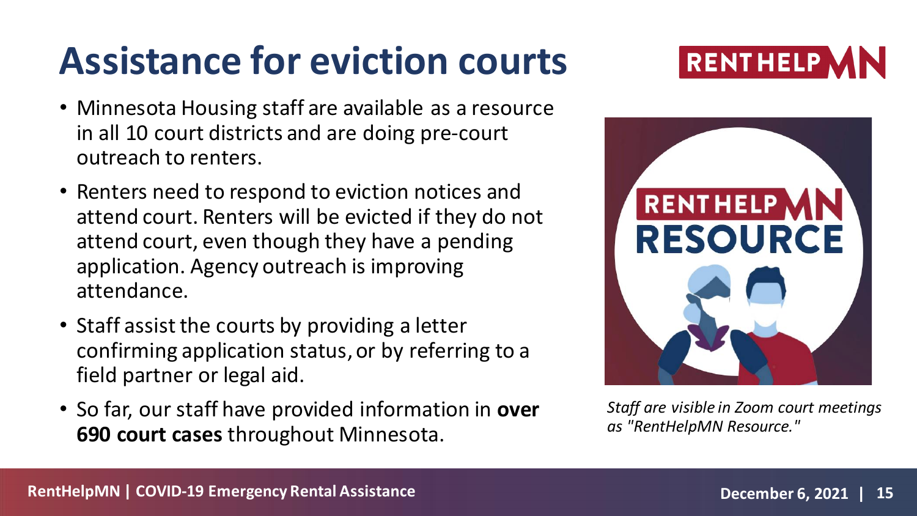# Assistance for eviction courts

- Minnesota Housing staff are available as a resource in all 10 court districts and are doing pre-court outreach to renters.
- Renters need to respond to eviction notices and attend court. Renters will be evicted if they do not attend court, even though they have a pending application. Agency outreach is improving attendance.
- Staff assist the courts by providing a letter confirming application status, or by referring to a field partner or legal aid.
- So far, our staff have provided information in **over 690 court cases** throughout Minnesota.

*Staff are visible in Zoom court meetings as "RentHelpMN Resource."*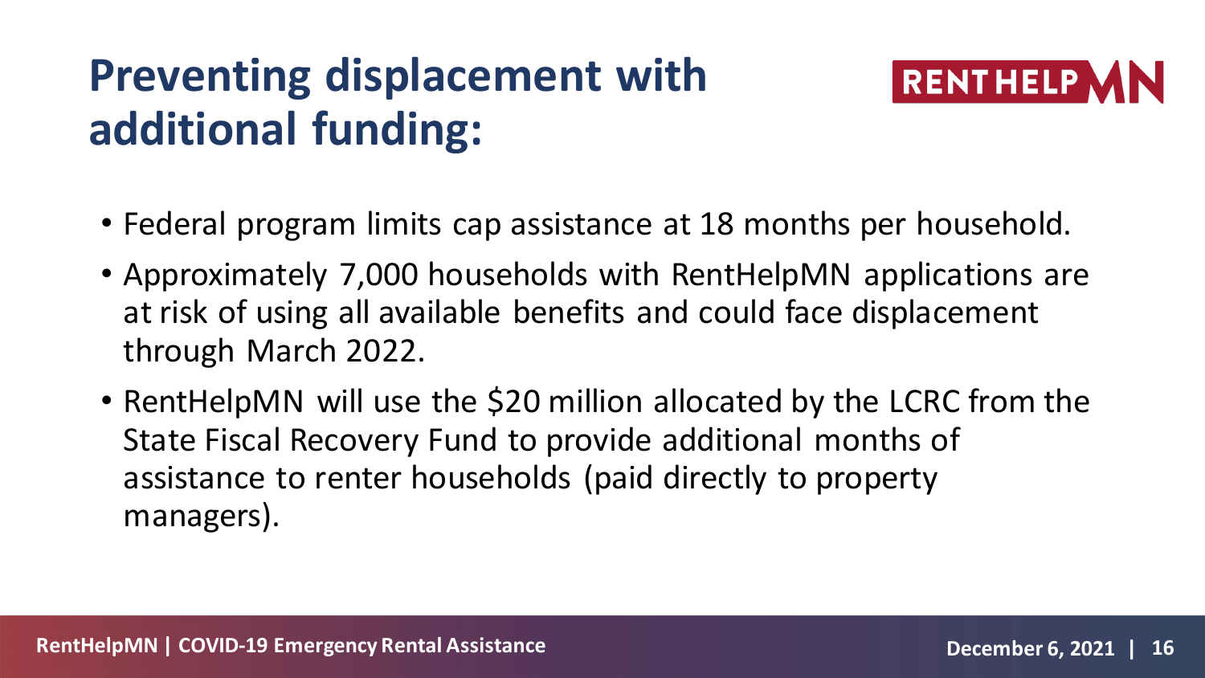# Preventing displacement with additional funding:

- Federal program limits cap assistance at 18 months per household.
- Approximately 7,000 households with RentHelpMN applications are at risk of using all available benefits and could face displacement through March 2022.
- RentHelpMN will use the $20 million allocated by the LCRC from the State Fiscal Recovery Fund to provide additional months of assistance to renter households (paid directly to property managers).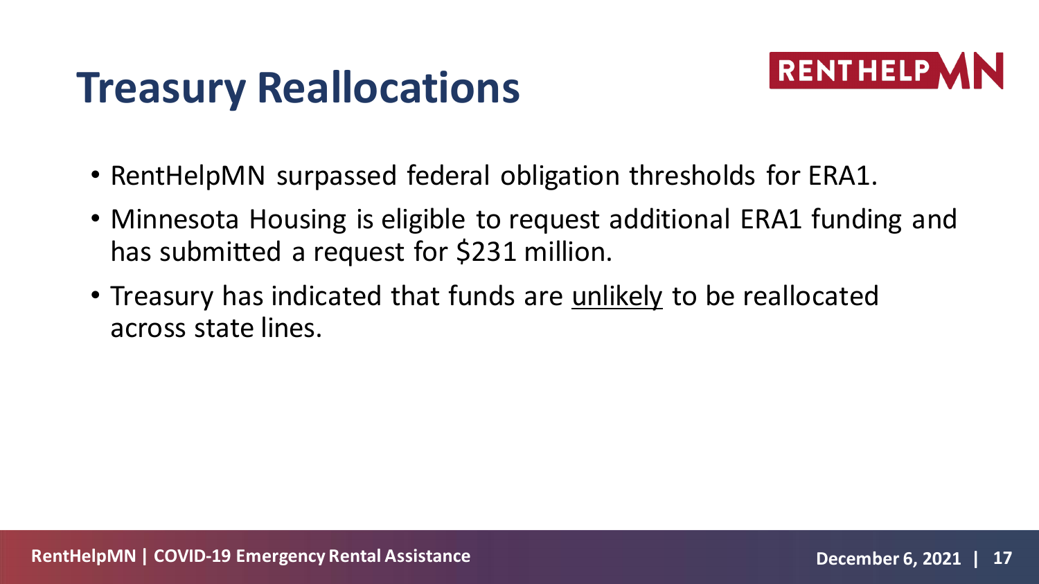# Treasury Reallocations

- RentHelpMN surpassed federal obligation thresholds for ERA1.
- Minnesota Housing is eligible to request additional ERA1 funding and has submitted a request for $231 million.
- Treasury has indicated that funds are <u>unlikely</u> to be reallocated across state lines.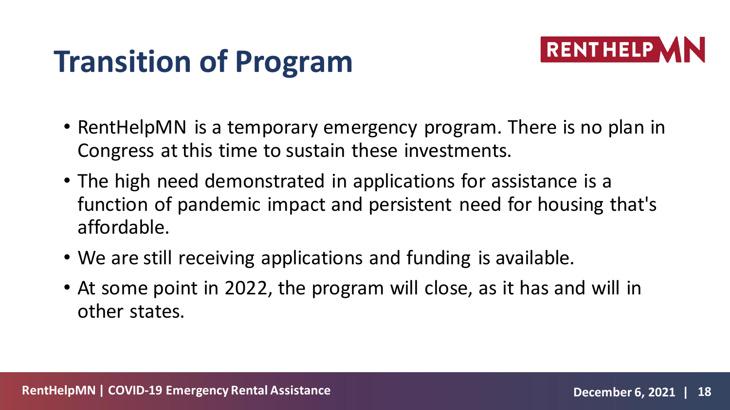# Transition of Program

- RentHelpMN is a temporary emergency program. There is no plan in Congress at this time to sustain these investments.
- The high need demonstrated in applications for assistance is a function of pandemic impact and persistent need for housing that's affordable.
- We are still receiving applications and funding is available.
- At some point in 2022, the program will close, as it has and will in other states.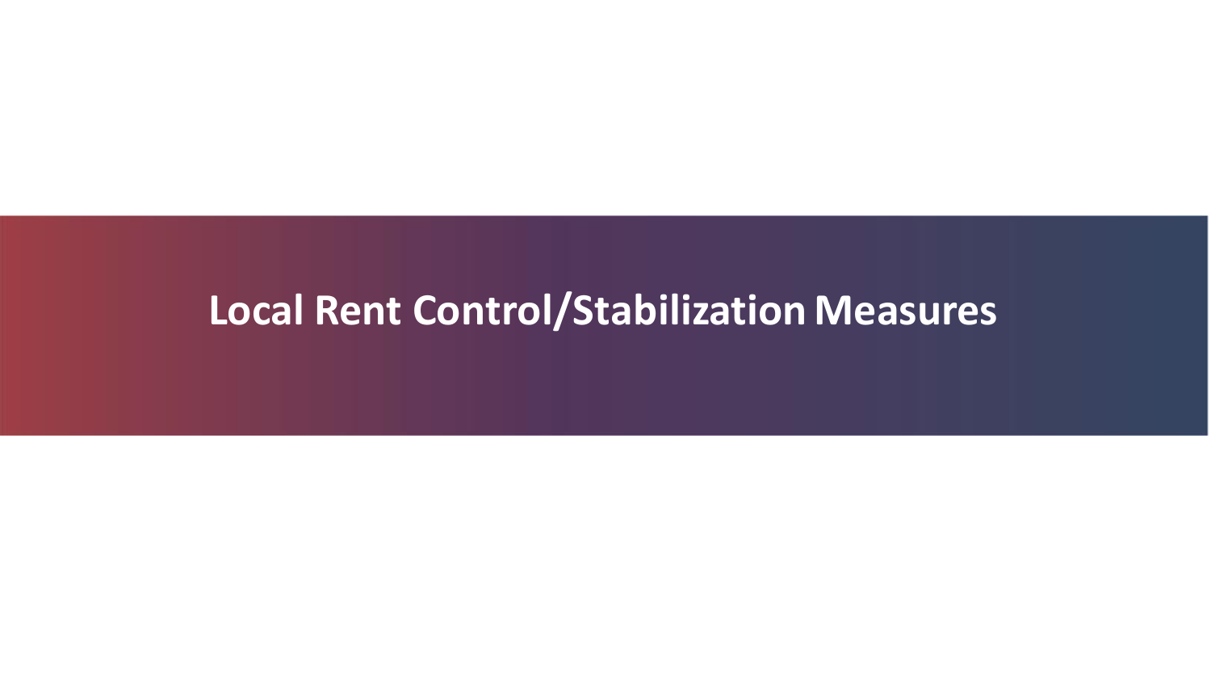# Local Rent Control/Stabilization Measures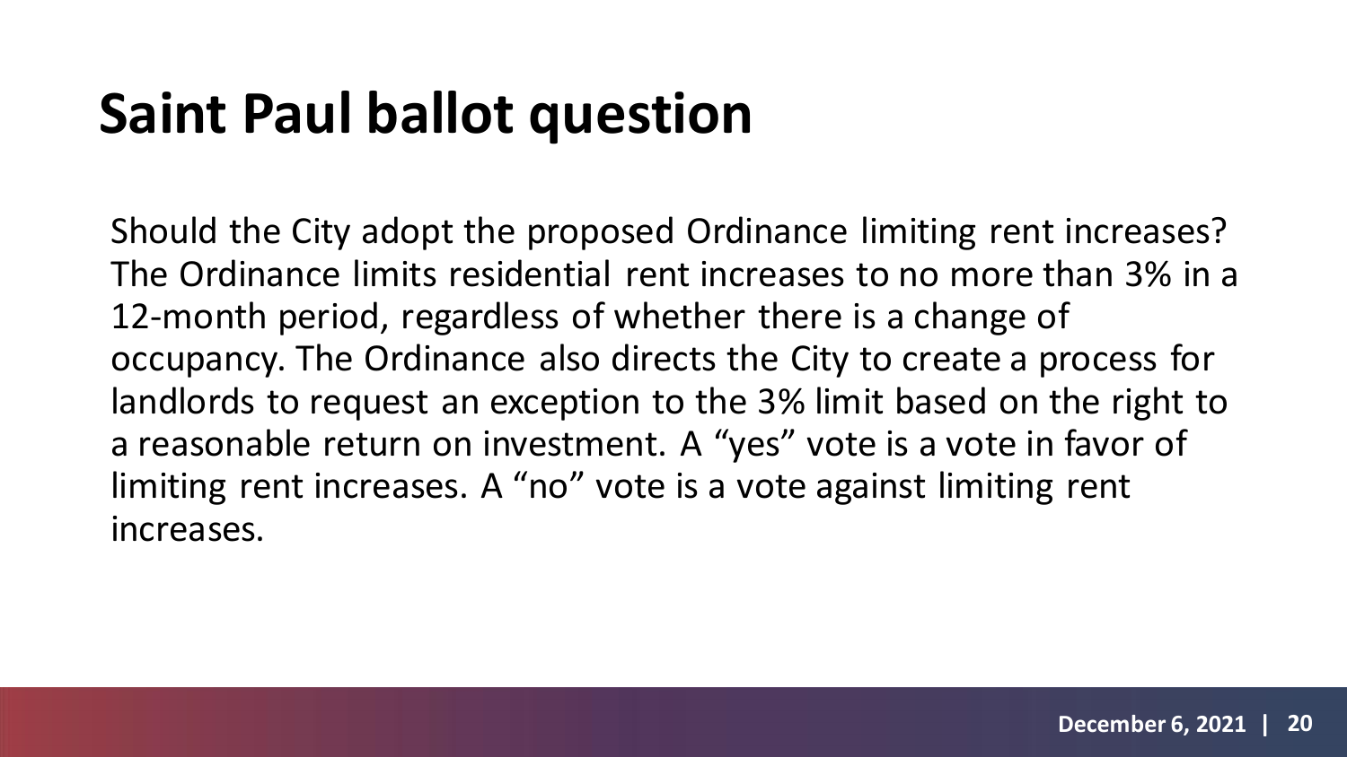# Saint Paul ballot question

Should the City adopt the proposed Ordinance limiting rent increases? The Ordinance limits residential rent increases to no more than 3% in a 12-month period, regardless of whether there is a change of occupancy. The Ordinance also directs the City to create a process for landlords to request an exception to the 3% limit based on the right to a reasonable return on investment. A "yes" vote is a vote in favor of limiting rent increases. A "no" vote is a vote against limiting rent increases.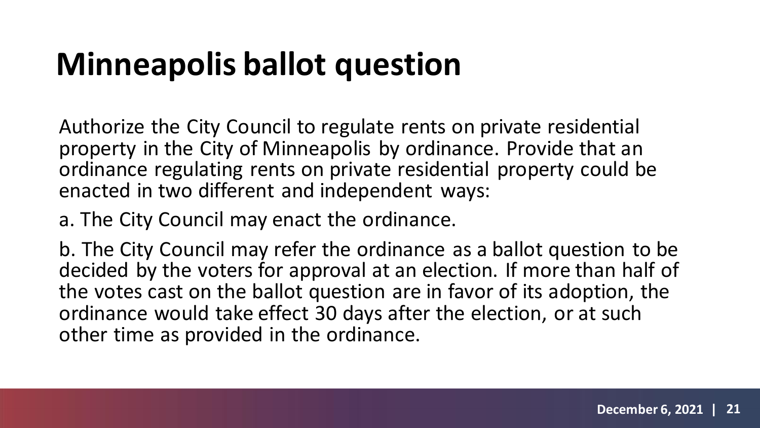# Minneapolis ballot question

Authorize the City Council to regulate rents on private residential property in the City of Minneapolis by ordinance. Provide that an ordinance regulating rents on private residential property could be enacted in two different and independent ways:

a. The City Council may enact the ordinance.

b. The City Council may refer the ordinance as a ballot question to be decided by the voters for approval at an election. If more than half of the votes cast on the ballot question are in favor of its adoption, the ordinance would take effect 30 days after the election, or at such other time as provided in the ordinance.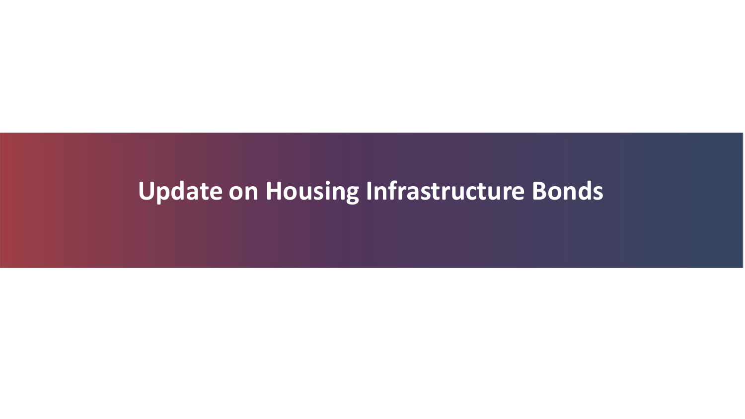# Update on Housing Infrastructure Bonds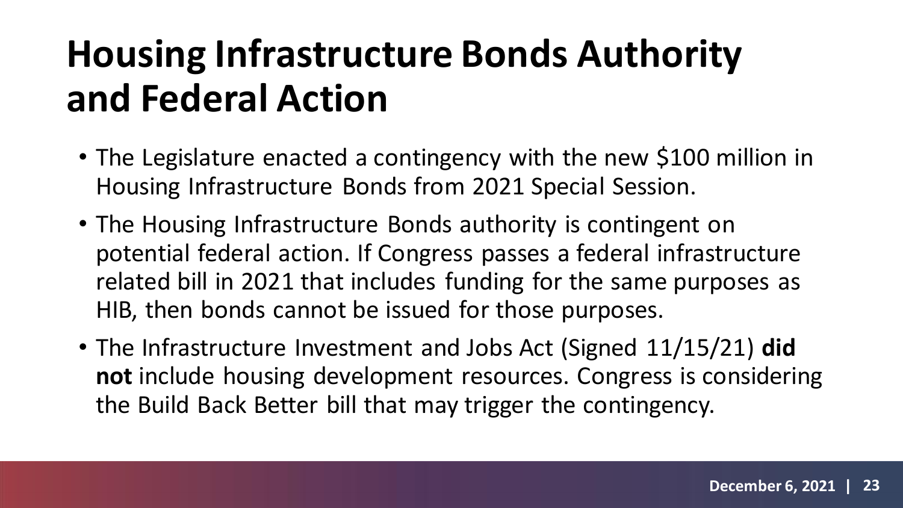# Housing Infrastructure Bonds Authority and Federal Action

- The Legislature enacted a contingency with the new $100 million in Housing Infrastructure Bonds from 2021 Special Session.
- The Housing Infrastructure Bonds authority is contingent on potential federal action. If Congress passes a federal infrastructure related bill in 2021 that includes funding for the same purposes as HIB, then bonds cannot be issued for those purposes.
- The Infrastructure Investment and Jobs Act (Signed 11/15/21) **did not** include housing development resources. Congress is considering the Build Back Better bill that may trigger the contingency.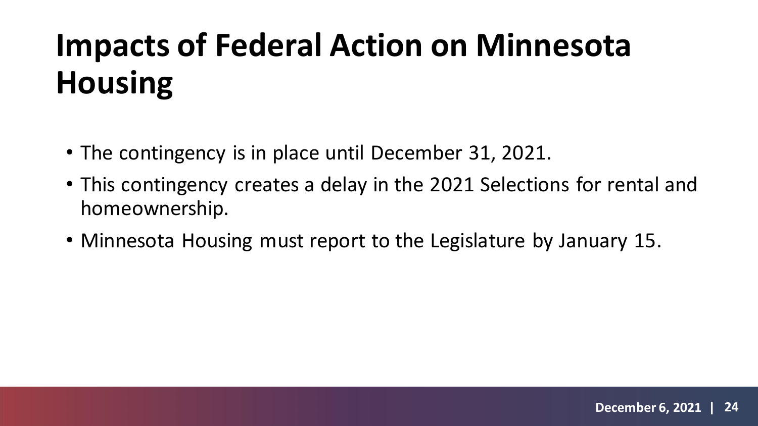# Impacts of Federal Action on Minnesota Housing

- The contingency is in place until December 31, 2021.
- This contingency creates a delay in the 2021 Selections for rental and homeownership.
- Minnesota Housing must report to the Legislature by January 15.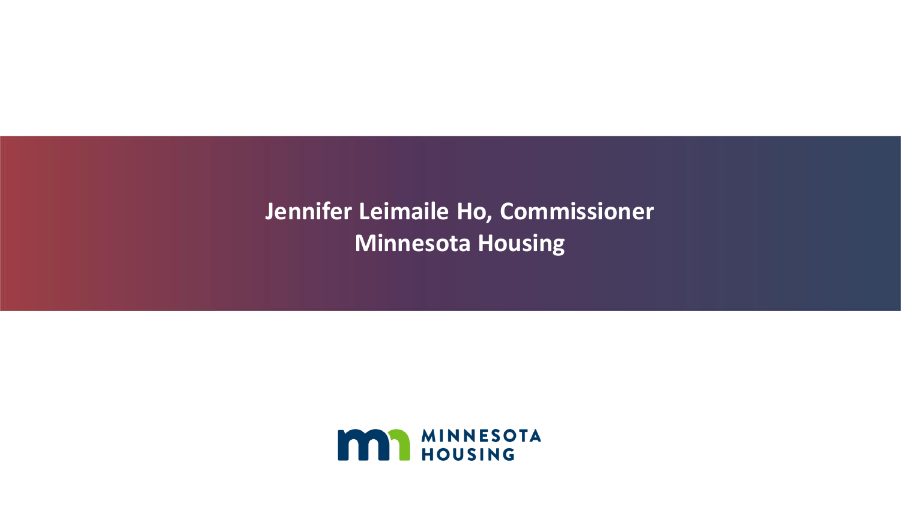**Jennifer Leimaile Ho, Commissioner**
**Minnesota Housing**

MINNESOTA HOUSING